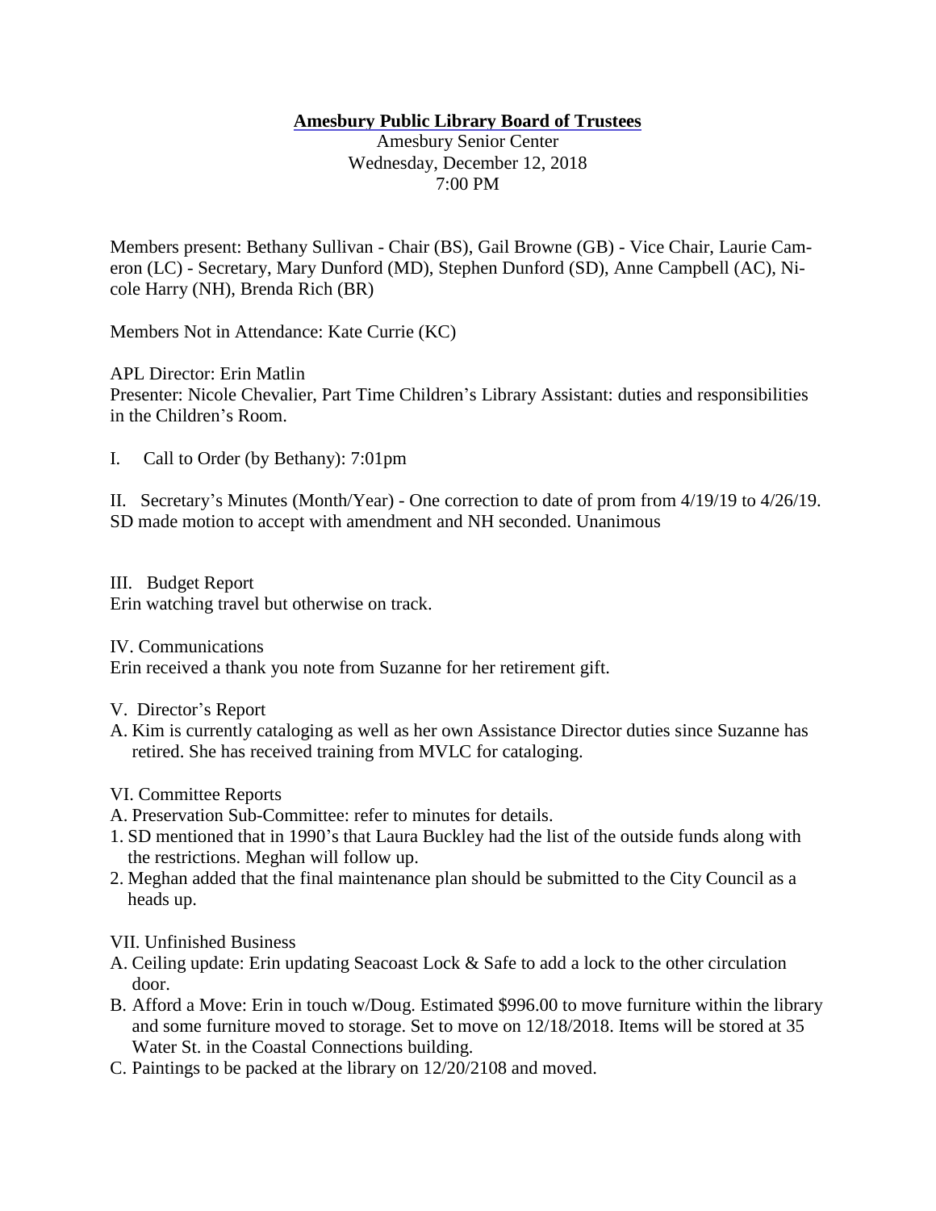**Amesbury Public Library Board of Trustees**

Amesbury Senior Center
Wednesday, December 12, 2018
7:00 PM

Members present: Bethany Sullivan - Chair (BS), Gail Browne (GB) - Vice Chair, Laurie Cameron (LC) - Secretary, Mary Dunford (MD), Stephen Dunford (SD), Anne Campbell (AC), Nicole Harry (NH), Brenda Rich (BR)

Members Not in Attendance: Kate Currie (KC)

APL Director: Erin Matlin
Presenter: Nicole Chevalier, Part Time Children's Library Assistant: duties and responsibilities in the Children's Room.

I. Call to Order (by Bethany): 7:01pm

II. Secretary's Minutes (Month/Year) - One correction to date of prom from 4/19/19 to 4/26/19. SD made motion to accept with amendment and NH seconded. Unanimous

III. Budget Report
Erin watching travel but otherwise on track.

IV. Communications
Erin received a thank you note from Suzanne for her retirement gift.

V. Director's Report

A. Kim is currently cataloging as well as her own Assistance Director duties since Suzanne has retired. She has received training from MVLC for cataloging.

VI. Committee Reports

A. Preservation Sub-Committee: refer to minutes for details.
1. SD mentioned that in 1990's that Laura Buckley had the list of the outside funds along with the restrictions. Meghan will follow up.
2. Meghan added that the final maintenance plan should be submitted to the City Council as a heads up.

VII. Unfinished Business

A. Ceiling update: Erin updating Seacoast Lock & Safe to add a lock to the other circulation door.
B. Afford a Move: Erin in touch w/Doug. Estimated $996.00 to move furniture within the library and some furniture moved to storage. Set to move on 12/18/2018. Items will be stored at 35 Water St. in the Coastal Connections building.
C. Paintings to be packed at the library on 12/20/2108 and moved.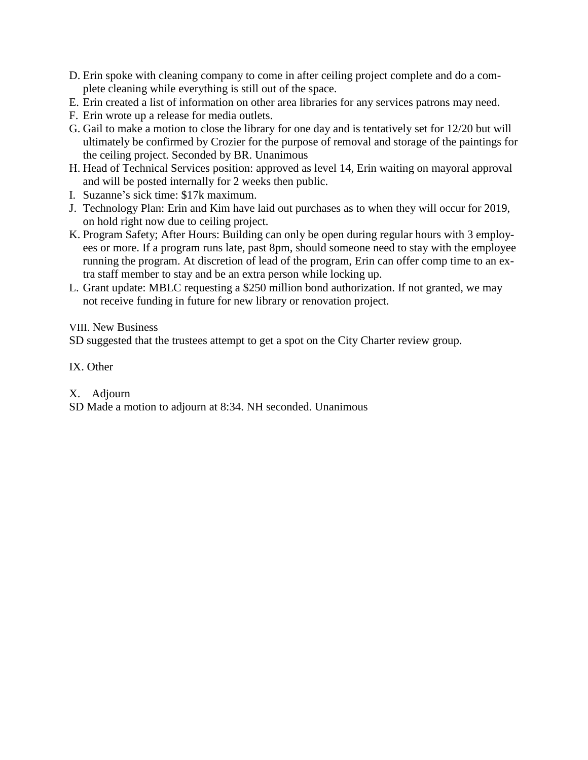D. Erin spoke with cleaning company to come in after ceiling project complete and do a complete cleaning while everything is still out of the space.
E. Erin created a list of information on other area libraries for any services patrons may need.
F. Erin wrote up a release for media outlets.
G. Gail to make a motion to close the library for one day and is tentatively set for 12/20 but will ultimately be confirmed by Crozier for the purpose of removal and storage of the paintings for the ceiling project. Seconded by BR. Unanimous
H. Head of Technical Services position: approved as level 14, Erin waiting on mayoral approval and will be posted internally for 2 weeks then public.
I. Suzanne's sick time: $17k maximum.
J. Technology Plan: Erin and Kim have laid out purchases as to when they will occur for 2019, on hold right now due to ceiling project.
K. Program Safety; After Hours: Building can only be open during regular hours with 3 employees or more. If a program runs late, past 8pm, should someone need to stay with the employee running the program. At discretion of lead of the program, Erin can offer comp time to an extra staff member to stay and be an extra person while locking up.
L. Grant update: MBLC requesting a $250 million bond authorization. If not granted, we may not receive funding in future for new library or renovation project.

VIII. New Business

SD suggested that the trustees attempt to get a spot on the City Charter review group.

IX. Other

X. Adjourn

SD Made a motion to adjourn at 8:34. NH seconded. Unanimous